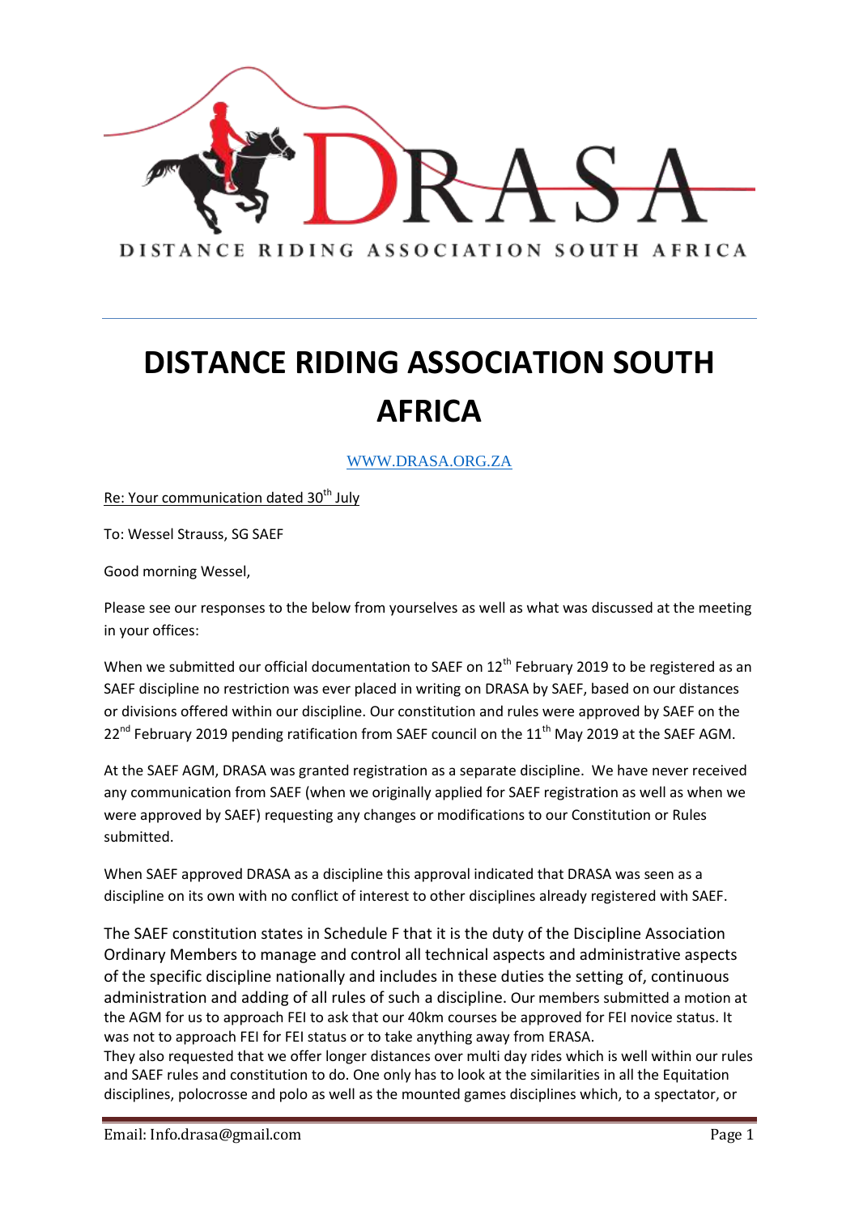DISTANCE RIDING ASSOCIATION SOUTH AFRICA

# DISTANCE RIDING ASSOCIATION SOUTH AFRICA

WWW.DRASA.ORG.ZA

Re: Your communication dated 30th July

To: Wessel Strauss, SG SAEF

Good morning Wessel,

Please see our responses to the below from yourselves as well as what was discussed at the meeting in your offices:

When we submitted our official documentation to SAEF on 12th February 2019 to be registered as an SAEF discipline no restriction was ever placed in writing on DRASA by SAEF, based on our distances or divisions offered within our discipline. Our constitution and rules were approved by SAEF on the 22nd February 2019 pending ratification from SAEF council on the 11th May 2019 at the SAEF AGM.

At the SAEF AGM, DRASA was granted registration as a separate discipline. We have never received any communication from SAEF (when we originally applied for SAEF registration as well as when we were approved by SAEF) requesting any changes or modifications to our Constitution or Rules submitted.

When SAEF approved DRASA as a discipline this approval indicated that DRASA was seen as a discipline on its own with no conflict of interest to other disciplines already registered with SAEF.

The SAEF constitution states in Schedule F that it is the duty of the Discipline Association Ordinary Members to manage and control all technical aspects and administrative aspects of the specific discipline nationally and includes in these duties the setting of, continuous administration and adding of all rules of such a discipline. Our members submitted a motion at the AGM for us to approach FEI to ask that our 40km courses be approved for FEI novice status. It was not to approach FEI for FEI status or to take anything away from ERASA.
They also requested that we offer longer distances over multi day rides which is well within our rules and SAEF rules and constitution to do. One only has to look at the similarities in all the Equitation disciplines, polocrosse and polo as well as the mounted games disciplines which, to a spectator, or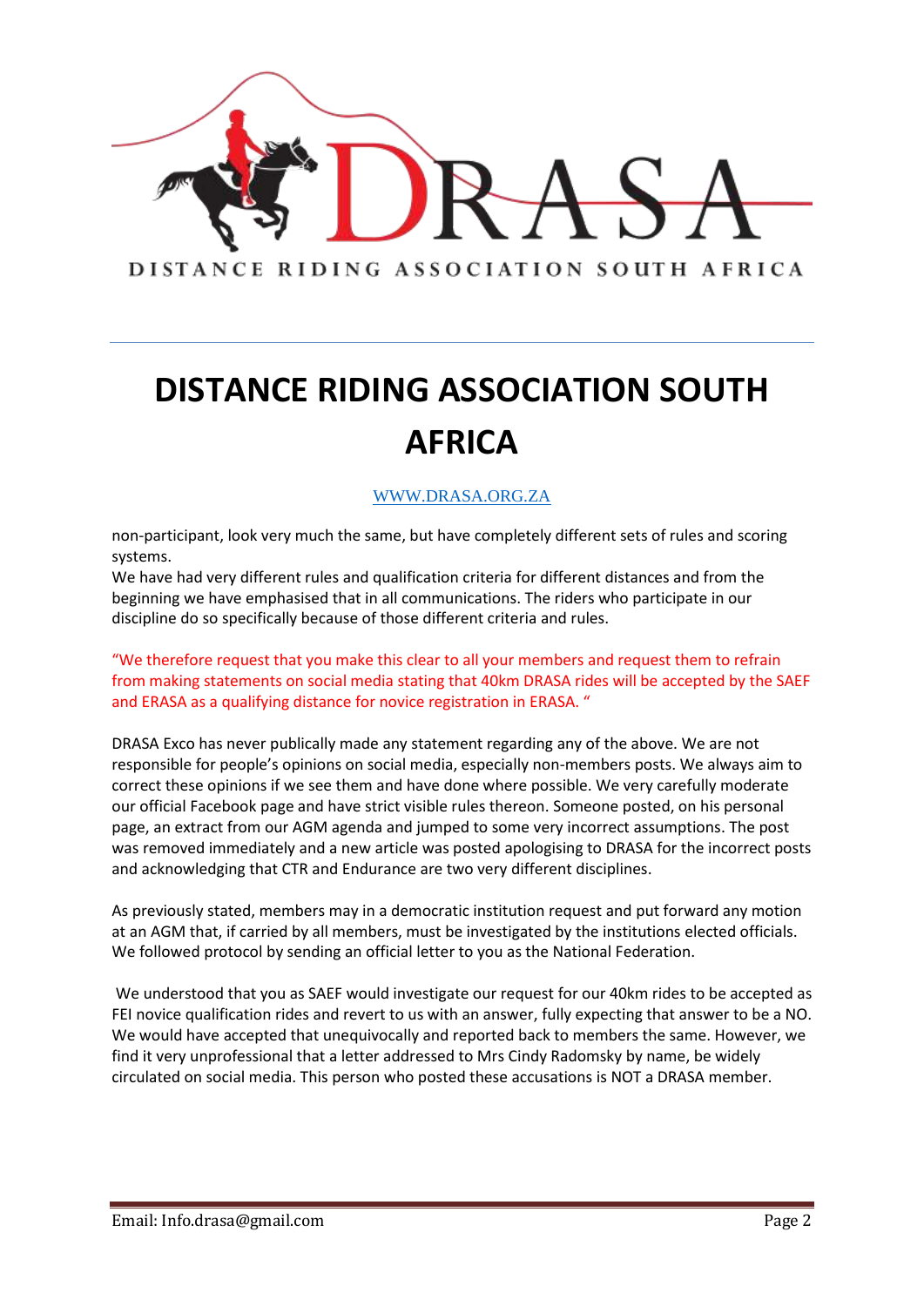# DISTANCE RIDING ASSOCIATION SOUTH AFRICA

WWW.DRASA.ORG.ZA

non-participant, look very much the same, but have completely different sets of rules and scoring systems.
We have had very different rules and qualification criteria for different distances and from the beginning we have emphasised that in all communications. The riders who participate in our discipline do so specifically because of those different criteria and rules.

"We therefore request that you make this clear to all your members and request them to refrain from making statements on social media stating that 40km DRASA rides will be accepted by the SAEF and ERASA as a qualifying distance for novice registration in ERASA. "

DRASA Exco has never publically made any statement regarding any of the above. We are not responsible for people's opinions on social media, especially non-members posts. We always aim to correct these opinions if we see them and have done where possible. We very carefully moderate our official Facebook page and have strict visible rules thereon. Someone posted, on his personal page, an extract from our AGM agenda and jumped to some very incorrect assumptions. The post was removed immediately and a new article was posted apologising to DRASA for the incorrect posts and acknowledging that CTR and Endurance are two very different disciplines.

As previously stated, members may in a democratic institution request and put forward any motion at an AGM that, if carried by all members, must be investigated by the institutions elected officials. We followed protocol by sending an official letter to you as the National Federation.

We understood that you as SAEF would investigate our request for our 40km rides to be accepted as FEI novice qualification rides and revert to us with an answer, fully expecting that answer to be a NO. We would have accepted that unequivocally and reported back to members the same. However, we find it very unprofessional that a letter addressed to Mrs Cindy Radomsky by name, be widely circulated on social media. This person who posted these accusations is NOT a DRASA member.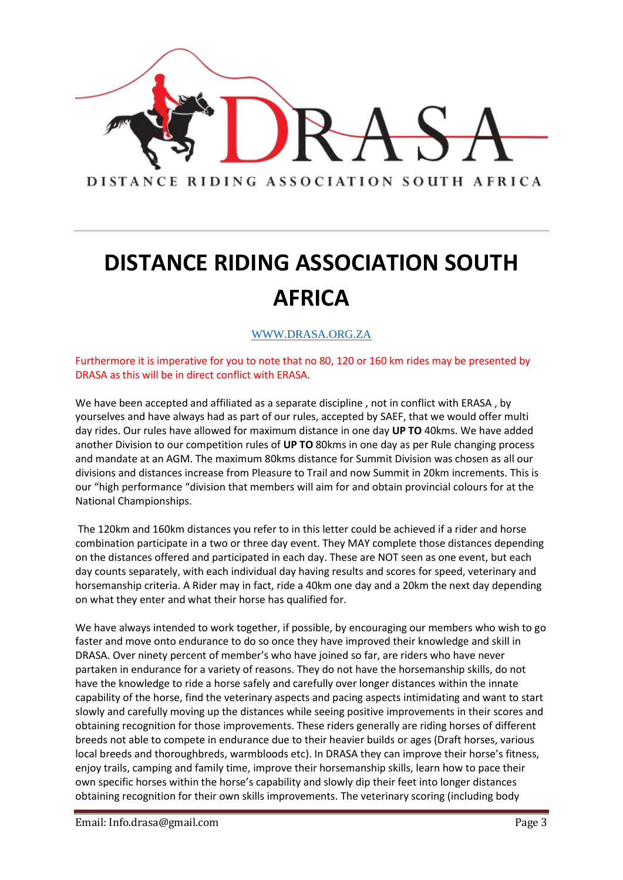DISTANCE RIDING ASSOCIATION SOUTH AFRICA

# DISTANCE RIDING ASSOCIATION SOUTH AFRICA

WWW.DRASA.ORG.ZA

Furthermore it is imperative for you to note that no 80, 120 or 160 km rides may be presented by DRASA as this will be in direct conflict with ERASA.

We have been accepted and affiliated as a separate discipline , not in conflict with ERASA , by yourselves and have always had as part of our rules, accepted by SAEF, that we would offer multi day rides. Our rules have allowed for maximum distance in one day **UP TO** 40kms. We have added another Division to our competition rules of **UP TO** 80kms in one day as per Rule changing process and mandate at an AGM. The maximum 80kms distance for Summit Division was chosen as all our divisions and distances increase from Pleasure to Trail and now Summit in 20km increments. This is our "high performance "division that members will aim for and obtain provincial colours for at the National Championships.

The 120km and 160km distances you refer to in this letter could be achieved if a rider and horse combination participate in a two or three day event. They MAY complete those distances depending on the distances offered and participated in each day. These are NOT seen as one event, but each day counts separately, with each individual day having results and scores for speed, veterinary and horsemanship criteria. A Rider may in fact, ride a 40km one day and a 20km the next day depending on what they enter and what their horse has qualified for.

We have always intended to work together, if possible, by encouraging our members who wish to go faster and move onto endurance to do so once they have improved their knowledge and skill in DRASA. Over ninety percent of member's who have joined so far, are riders who have never partaken in endurance for a variety of reasons. They do not have the horsemanship skills, do not have the knowledge to ride a horse safely and carefully over longer distances within the innate capability of the horse, find the veterinary aspects and pacing aspects intimidating and want to start slowly and carefully moving up the distances while seeing positive improvements in their scores and obtaining recognition for those improvements. These riders generally are riding horses of different breeds not able to compete in endurance due to their heavier builds or ages (Draft horses, various local breeds and thoroughbreds, warmbloods etc). In DRASA they can improve their horse's fitness, enjoy trails, camping and family time, improve their horsemanship skills, learn how to pace their own specific horses within the horse's capability and slowly dip their feet into longer distances obtaining recognition for their own skills improvements. The veterinary scoring (including body

Email: Info.drasa@gmail.com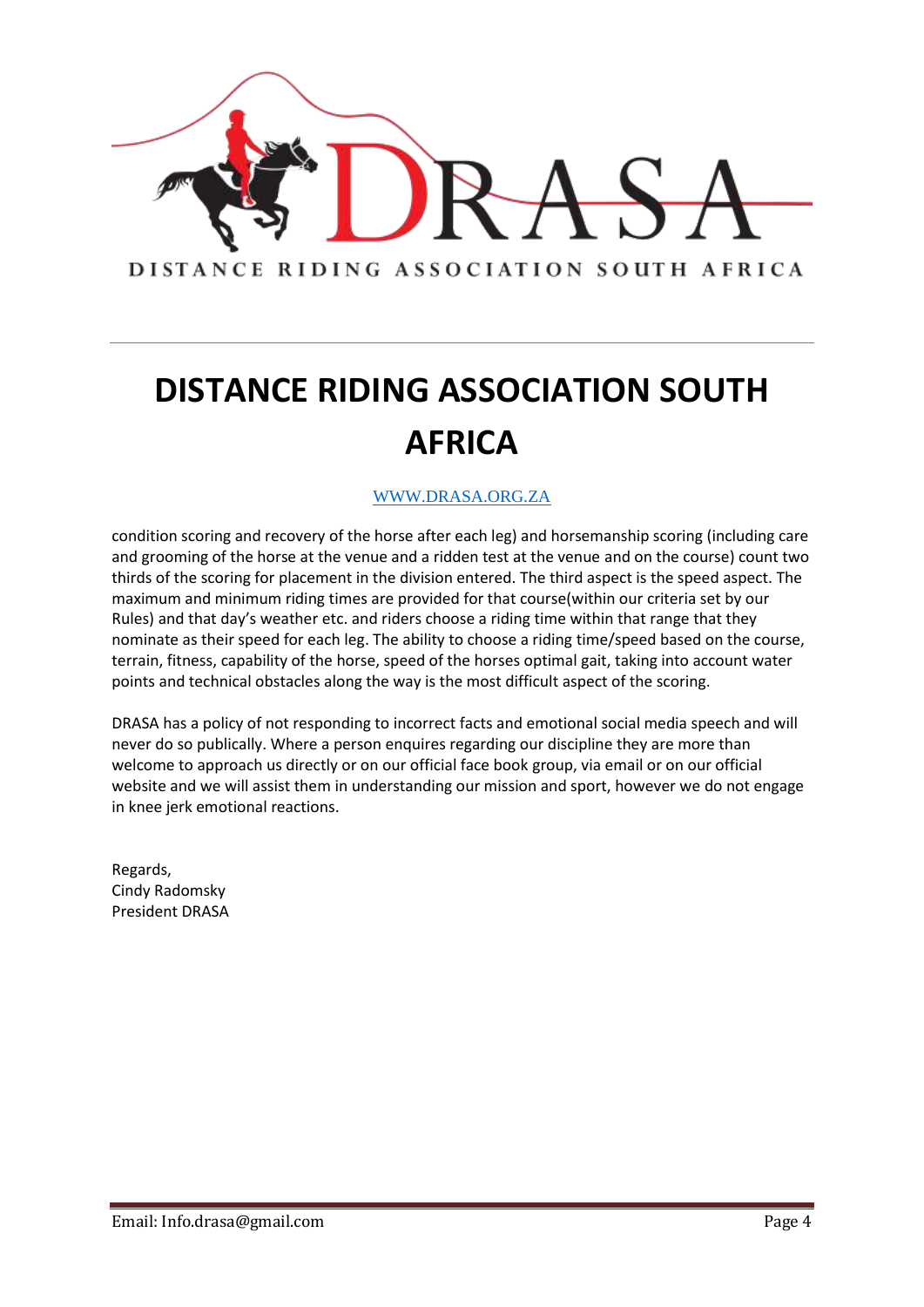# DISTANCE RIDING ASSOCIATION SOUTH AFRICA

[WWW.DRASA.ORG.ZA](http://www.drasa.org.za)

condition scoring and recovery of the horse after each leg) and horsemanship scoring (including care and grooming of the horse at the venue and a ridden test at the venue and on the course) count two thirds of the scoring for placement in the division entered. The third aspect is the speed aspect. The maximum and minimum riding times are provided for that course(within our criteria set by our Rules) and that day's weather etc. and riders choose a riding time within that range that they nominate as their speed for each leg. The ability to choose a riding time/speed based on the course, terrain, fitness, capability of the horse, speed of the horses optimal gait, taking into account water points and technical obstacles along the way is the most difficult aspect of the scoring.

DRASA has a policy of not responding to incorrect facts and emotional social media speech and will never do so publically. Where a person enquires regarding our discipline they are more than welcome to approach us directly or on our official face book group, via email or on our official website and we will assist them in understanding our mission and sport, however we do not engage in knee jerk emotional reactions.

Regards,
Cindy Radomsky
President DRASA

Email: Info.drasa@gmail.com